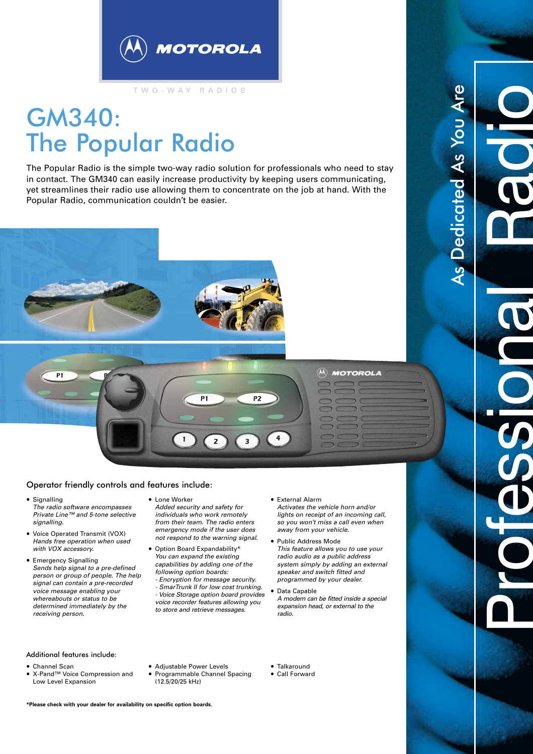MOTOROLA

TWO-WAY RADIOS

# GM340: The Popular Radio

The Popular Radio is the simple two-way radio solution for professionals who need to stay in contact. The GM340 can easily increase productivity by keeping users communicating, yet streamlines their radio use allowing them to concentrate on the job at hand. With the Popular Radio, communication couldn't be easier.

As Dedicated As You Are

Professional Radio

## Operator friendly controls and features include:

- Signalling
  *The radio software encompasses Private Line™ and 5-tone selective signalling.*
- Voice Operated Transmit (VOX)
  *Hands free operation when used with VOX accessory.*
- Emergency Signalling
  *Sends help signal to a pre-defined person or group of people. The help signal can contain a pre-recorded voice message enabling your whereabouts or status to be determined immediately by the receiving person.*
- Lone Worker
  *Added security and safety for individuals who work remotely from their team. The radio enters emergency mode if the user does not respond to the warning signal.*
- Option Board Expandability*
  *You can expand the existing capabilities by adding one of the following option boards:*
  *- Encryption for message security.*
  *- SmarTrunk II for low cost trunking.*
  *- Voice Storage option board provides voice recorder features allowing you to store and retrieve messages.*
- External Alarm
  *Activates the vehicle horn and/or lights on receipt of an incoming call, so you won't miss a call even when away from your vehicle.*
- Public Address Mode
  *This feature allows you to use your radio audio as a public address system simply by adding an external speaker and switch fitted and programmed by your dealer.*
- Data Capable
  *A modem can be fitted inside a special expansion head, or external to the radio.*

## Additional features include:

- Channel Scan
- X-Pand™ Voice Compression and Low Level Expansion
- Adjustable Power Levels
- Programmable Channel Spacing (12.5/20/25 kHz)
- Talkaround
- Call Forward

**\*Please check with your dealer for availability on specific option boards.**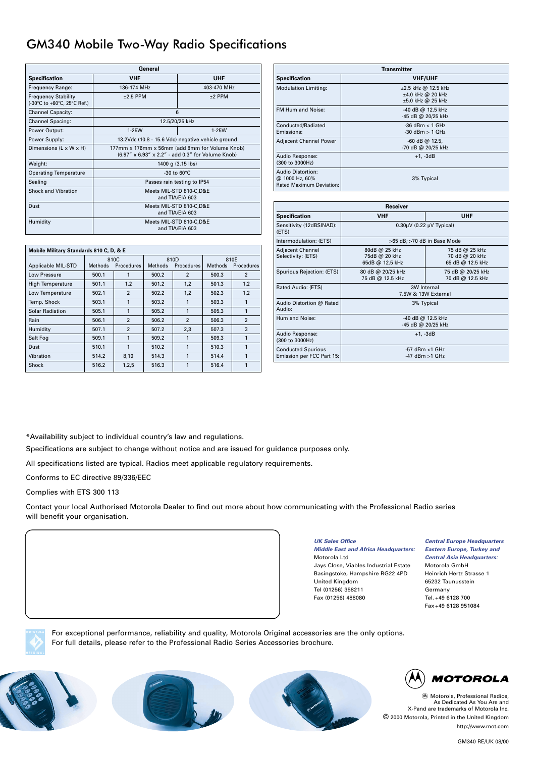# GM340 Mobile Two-Way Radio Specifications

| General | | |
|---|---|---|
| **Specification** | **VHF** | **UHF** |
| Frequency Range: | 136-174 MHz | 403-470 MHz |
| Frequency Stability (-30°C to +60°C, 25°C Ref.) | ±2.5 PPM | ±2 PPM |
| Channel Capacity: | 6 | |
| Channel Spacing: | 12.5/20/25 kHz | |
| Power Output: | 1-25W | 1-25W |
| Power Supply: | 13.2Vdc (10.8 - 15.6 Vdc) negative vehicle ground | |
| Dimensions (L x W x H) | 177mm x 176mm x 56mm (add 8mm for Volume Knob) (6.97" x 6.93" x 2.2" - add 0.3" for Volume Knob) | |
| Weight: | 1400 g (3.15 lbs) | |
| Operating Temperature | -30 to 60°C | |
| Sealing | Passes rain testing to IP54 | |
| Shock and Vibration | Meets MIL-STD 810-C,D&E and TIA/EIA 603 | |
| Dust | Meets MIL-STD 810-C,D&E and TIA/EIA 603 | |
| Humidity | Meets MIL-STD 810-C,D&E and TIA/EIA 603 | |

| Mobile Military Standards 810 C, D, & E | | | | | | |
|---|---|---|---|---|---|---|
| | 810C | | 810D | | 810E | |
| Applicable MIL-STD | Methods | Procedures | Methods | Procedures | Methods | Procedures |
| Low Pressure | 500.1 | 1 | 500.2 | 2 | 500.3 | 2 |
| High Temperature | 501.1 | 1,2 | 501.2 | 1,2 | 501.3 | 1,2 |
| Low Temperature | 502.1 | 2 | 502.2 | 1,2 | 502.3 | 1,2 |
| Temp. Shock | 503.1 | 1 | 503.2 | 1 | 503.3 | 1 |
| Solar Radiation | 505.1 | 1 | 505.2 | 1 | 505.3 | 1 |
| Rain | 506.1 | 2 | 506.2 | 2 | 506.3 | 2 |
| Humidity | 507.1 | 2 | 507.2 | 2,3 | 507.3 | 3 |
| Salt Fog | 509.1 | 1 | 509.2 | 1 | 509.3 | 1 |
| Dust | 510.1 | 1 | 510.2 | 1 | 510.3 | 1 |
| Vibration | 514.2 | 8,10 | 514.3 | 1 | 514.4 | 1 |
| Shock | 516.2 | 1,2,5 | 516.3 | 1 | 516.4 | 1 |

| Transmitter | |
|---|---|
| **Specification** | **VHF/UHF** |
| Modulation Limiting: | ±2.5 kHz @ 12.5 kHz<br>±4.0 kHz @ 20 kHz<br>±5.0 kHz @ 25 kHz |
| FM Hum and Noise: | -40 dB @ 12.5 kHz<br>-45 dB @ 20/25 kHz |
| Conducted/Radiated Emissions: | -36 dBm < 1 GHz<br>-30 dBm > 1 GHz |
| Adjacent Channel Power | -60 dB @ 12.5,<br>-70 dB @ 20/25 kHz |
| Audio Response: (300 to 3000Hz) | +1, -3dB |
| Audio Distortion: @ 1000 Hz, 60% Rated Maximum Deviation: | 3% Typical |

| Receiver | | |
|---|---|---|
| **Specification** | **VHF** | **UHF** |
| Sensitivity (12dBSINAD): (ETS) | 0.30μV (0.22 μV Typical) | |
| Intermodulation: (ETS) | >65 dB; >70 dB in Base Mode | |
| Adjacent Channel Selectivity: (ETS) | 80dB @ 25 kHz<br>75dB @ 20 kHz<br>65dB @ 12.5 kHz | 75 dB @ 25 kHz<br>70 dB @ 20 kHz<br>65 dB @ 12.5 kHz |
| Spurious Rejection: (ETS) | 80 dB @ 20/25 kHz<br>75 dB @ 12.5 kHz | 75 dB @ 20/25 kHz<br>70 dB @ 12.5 kHz |
| Rated Audio: (ETS) | 3W Internal<br>7.5W & 13W External | |
| Audio Distortion @ Rated Audio: | 3% Typical | |
| Hum and Noise: | -40 dB @ 12.5 kHz<br>-45 dB @ 20/25 kHz | |
| Audio Response: (300 to 3000Hz) | +1, -3dB | |
| Conducted Spurious Emission per FCC Part 15: | -57 dBm <1 GHz<br>-47 dBm >1 GHz | |

*Availability subject to individual country's law and regulations.

Specifications are subject to change without notice and are issued for guidance purposes only.

All specifications listed are typical. Radios meet applicable regulatory requirements.

Conforms to EC directive 89/336/EEC

Complies with ETS 300 113

Contact your local Authorised Motorola Dealer to find out more about how communicating with the Professional Radio series will benefit your organisation.

***UK Sales Office***
***Middle East and Africa Headquarters:***
Motorola Ltd
Jays Close, Viables Industrial Estate
Basingstoke, Hampshire RG22 4PD
United Kingdom
Tel (01256) 358211
Fax (01256) 488080

***Central Europe Headquarters***
***Eastern Europe, Turkey and Central Asia Headquarters:***
Motorola GmbH
Heinrich Hertz Strasse 1
65232 Taunusstein
Germany
Tel. +49 6128 700
Fax +49 6128 951084

For exceptional performance, reliability and quality, Motorola Original accessories are the only options.
For full details, please refer to the Professional Radio Series Accessories brochure.

MOTOROLA

Ⓜ Motorola, Professional Radios, As Dedicated As You Are and X-Pand are trademarks of Motorola Inc.
© 2000 Motorola, Printed in the United Kingdom
http://www.mot.com

GM340 RE/UK 08/00